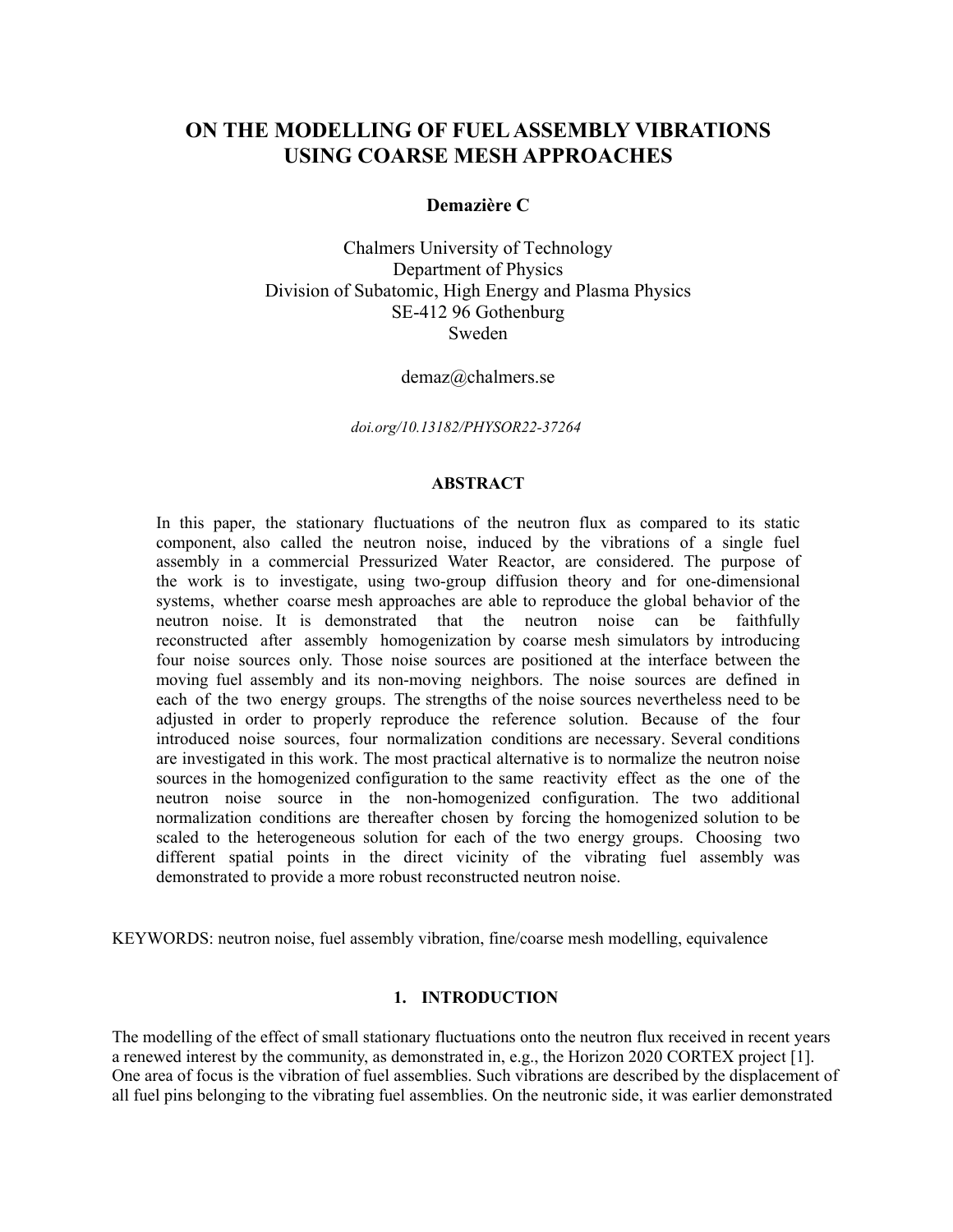# ON THE MODELLING OF FUEL ASSEMBLY VIBRATIONS USING COARSE MESH APPROACHES

**Demazière C**

Chalmers University of Technology
Department of Physics
Division of Subatomic, High Energy and Plasma Physics
SE-412 96 Gothenburg
Sweden

demaz@chalmers.se

*doi.org/10.13182/PHYSOR22-37264*

**ABSTRACT**

In this paper, the stationary fluctuations of the neutron flux as compared to its static component, also called the neutron noise, induced by the vibrations of a single fuel assembly in a commercial Pressurized Water Reactor, are considered. The purpose of the work is to investigate, using two-group diffusion theory and for one-dimensional systems, whether coarse mesh approaches are able to reproduce the global behavior of the neutron noise. It is demonstrated that the neutron noise can be faithfully reconstructed after assembly homogenization by coarse mesh simulators by introducing four noise sources only. Those noise sources are positioned at the interface between the moving fuel assembly and its non-moving neighbors. The noise sources are defined in each of the two energy groups. The strengths of the noise sources nevertheless need to be adjusted in order to properly reproduce the reference solution. Because of the four introduced noise sources, four normalization conditions are necessary. Several conditions are investigated in this work. The most practical alternative is to normalize the neutron noise sources in the homogenized configuration to the same reactivity effect as the one of the neutron noise source in the non-homogenized configuration. The two additional normalization conditions are thereafter chosen by forcing the homogenized solution to be scaled to the heterogeneous solution for each of the two energy groups. Choosing two different spatial points in the direct vicinity of the vibrating fuel assembly was demonstrated to provide a more robust reconstructed neutron noise.

KEYWORDS: neutron noise, fuel assembly vibration, fine/coarse mesh modelling, equivalence

## 1. INTRODUCTION

The modelling of the effect of small stationary fluctuations onto the neutron flux received in recent years a renewed interest by the community, as demonstrated in, e.g., the Horizon 2020 CORTEX project [1]. One area of focus is the vibration of fuel assemblies. Such vibrations are described by the displacement of all fuel pins belonging to the vibrating fuel assemblies. On the neutronic side, it was earlier demonstrated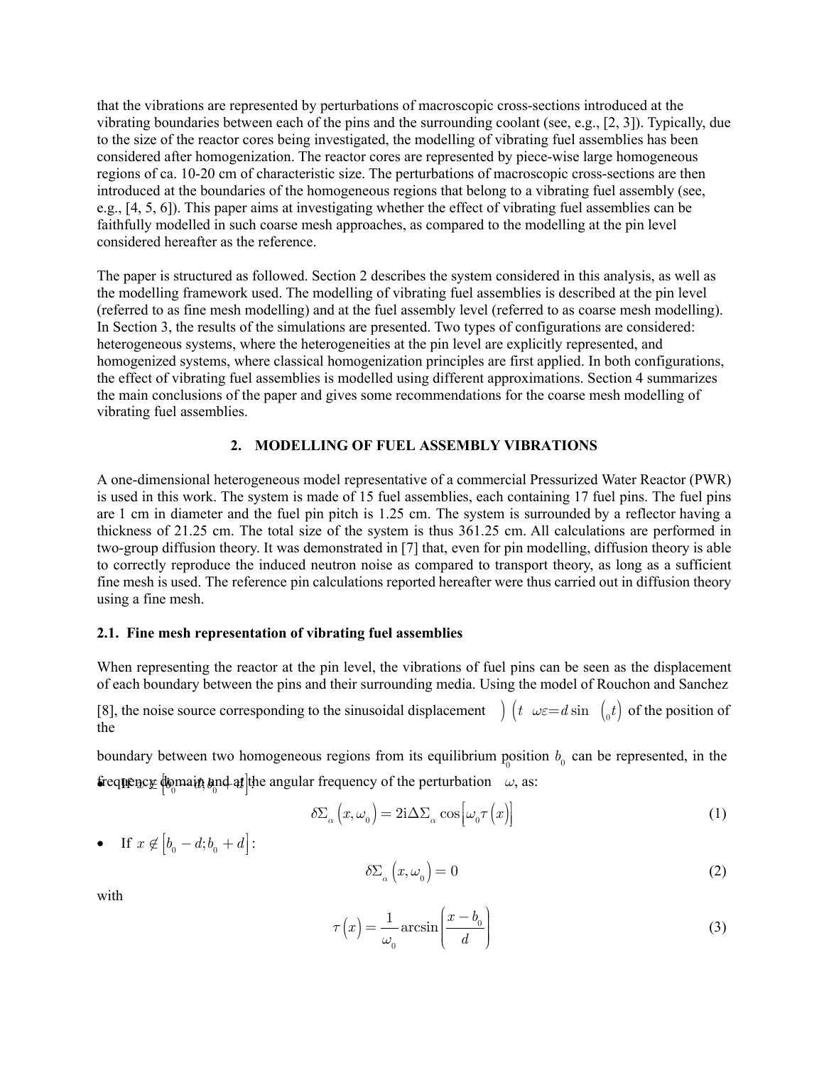that the vibrations are represented by perturbations of macroscopic cross-sections introduced at the vibrating boundaries between each of the pins and the surrounding coolant (see, e.g., [2, 3]). Typically, due to the size of the reactor cores being investigated, the modelling of vibrating fuel assemblies has been considered after homogenization. The reactor cores are represented by piece-wise large homogeneous regions of ca. 10-20 cm of characteristic size. The perturbations of macroscopic cross-sections are then introduced at the boundaries of the homogeneous regions that belong to a vibrating fuel assembly (see, e.g., [4, 5, 6]). This paper aims at investigating whether the effect of vibrating fuel assemblies can be faithfully modelled in such coarse mesh approaches, as compared to the modelling at the pin level considered hereafter as the reference.

The paper is structured as followed. Section 2 describes the system considered in this analysis, as well as the modelling framework used. The modelling of vibrating fuel assemblies is described at the pin level (referred to as fine mesh modelling) and at the fuel assembly level (referred to as coarse mesh modelling). In Section 3, the results of the simulations are presented. Two types of configurations are considered: heterogeneous systems, where the heterogeneities at the pin level are explicitly represented, and homogenized systems, where classical homogenization principles are first applied. In both configurations, the effect of vibrating fuel assemblies is modelled using different approximations. Section 4 summarizes the main conclusions of the paper and gives some recommendations for the coarse mesh modelling of vibrating fuel assemblies.

## 2. MODELLING OF FUEL ASSEMBLY VIBRATIONS

A one-dimensional heterogeneous model representative of a commercial Pressurized Water Reactor (PWR) is used in this work. The system is made of 15 fuel assemblies, each containing 17 fuel pins. The fuel pins are 1 cm in diameter and the fuel pin pitch is 1.25 cm. The system is surrounded by a reflector having a thickness of 21.25 cm. The total size of the system is thus 361.25 cm. All calculations are performed in two-group diffusion theory. It was demonstrated in [7] that, even for pin modelling, diffusion theory is able to correctly reproduce the induced neutron noise as compared to transport theory, as long as a sufficient fine mesh is used. The reference pin calculations reported hereafter were thus carried out in diffusion theory using a fine mesh.

### 2.1. Fine mesh representation of vibrating fuel assemblies

When representing the reactor at the pin level, the vibrations of fuel pins can be seen as the displacement of each boundary between the pins and their surrounding media. Using the model of Rouchon and Sanchez [8], the noise source corresponding to the sinusoidal displacement $\varepsilon(t) = d\sin(\omega_0 t)$ of the position of the boundary between two homogeneous regions from its equilibrium position $b_0$ can be represented, in the frequency domain and at the angular frequency of the perturbation $\omega_0$, as:

- If $x \in \left[b_0 - d; b_0 + d\right]$:

$$\delta\Sigma_\alpha\left(x,\omega_0\right) = 2i\Delta\Sigma_\alpha \cos\left[\omega_0 \tau\left(x\right)\right] \tag{1}$$

- If $x \notin \left[b_0 - d; b_0 + d\right]$:

$$\delta\Sigma_\alpha\left(x,\omega_0\right) = 0 \tag{2}$$

with

$$\tau\left(x\right) = \frac{1}{\omega_0}\arcsin\left(\frac{x - b_0}{d}\right) \tag{3}$$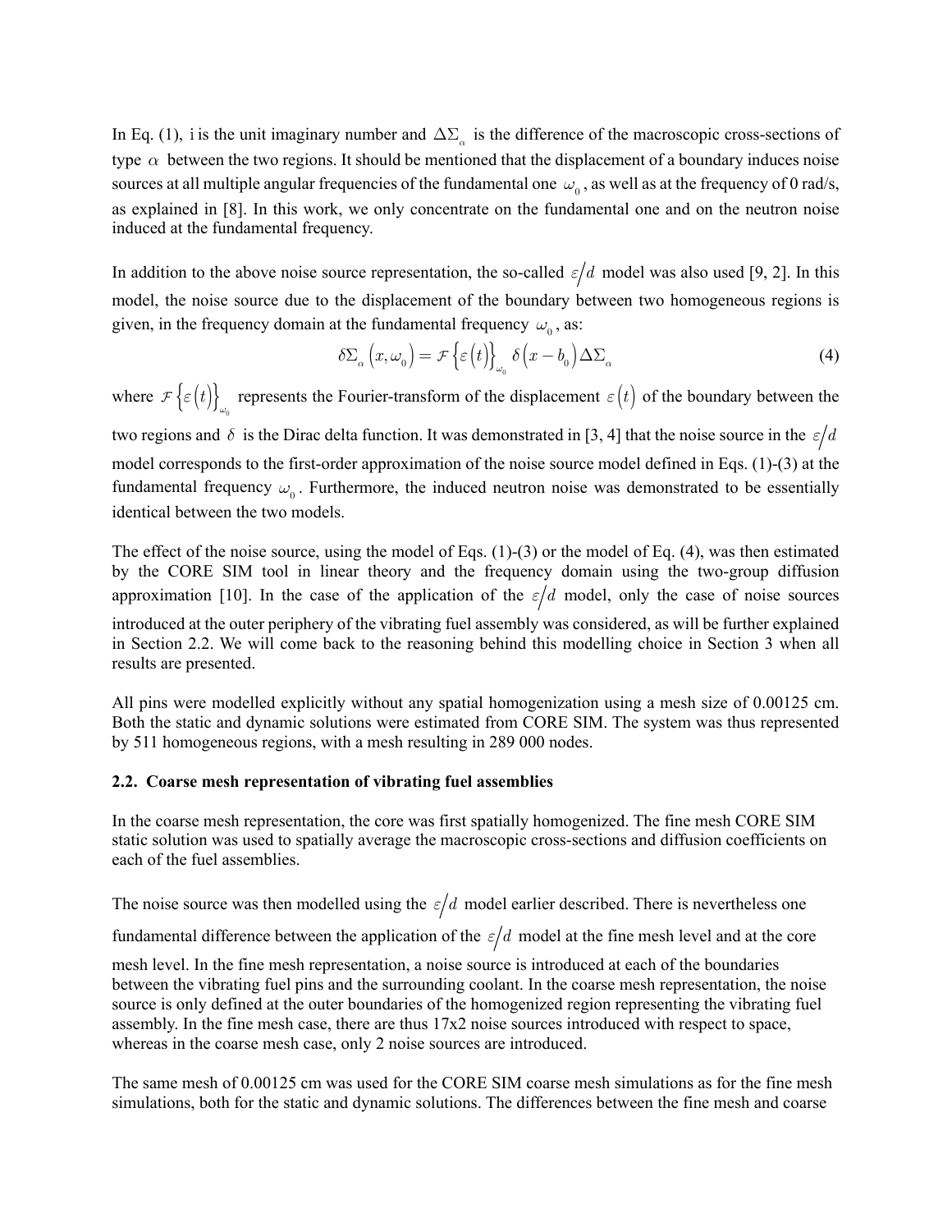In Eq. (1), i is the unit imaginary number and $\Delta\Sigma_\alpha$ is the difference of the macroscopic cross-sections of type $\alpha$ between the two regions. It should be mentioned that the displacement of a boundary induces noise sources at all multiple angular frequencies of the fundamental one $\omega_0$, as well as at the frequency of 0 rad/s, as explained in [8]. In this work, we only concentrate on the fundamental one and on the neutron noise induced at the fundamental frequency.

In addition to the above noise source representation, the so-called $\varepsilon/d$ model was also used [9, 2]. In this model, the noise source due to the displacement of the boundary between two homogeneous regions is given, in the frequency domain at the fundamental frequency $\omega_0$, as:

$$\delta\Sigma_\alpha\left(x,\omega_0\right) = \mathcal{F}\left\{\varepsilon\left(t\right)\right\}_{\omega_0}\delta\left(x-b_0\right)\Delta\Sigma_\alpha \tag{4}$$

where $\mathcal{F}\left\{\varepsilon\left(t\right)\right\}_{\omega_0}$ represents the Fourier-transform of the displacement $\varepsilon\left(t\right)$ of the boundary between the two regions and $\delta$ is the Dirac delta function. It was demonstrated in [3, 4] that the noise source in the $\varepsilon/d$ model corresponds to the first-order approximation of the noise source model defined in Eqs. (1)-(3) at the fundamental frequency $\omega_0$. Furthermore, the induced neutron noise was demonstrated to be essentially identical between the two models.

The effect of the noise source, using the model of Eqs. (1)-(3) or the model of Eq. (4), was then estimated by the CORE SIM tool in linear theory and the frequency domain using the two-group diffusion approximation [10]. In the case of the application of the $\varepsilon/d$ model, only the case of noise sources introduced at the outer periphery of the vibrating fuel assembly was considered, as will be further explained in Section 2.2. We will come back to the reasoning behind this modelling choice in Section 3 when all results are presented.

All pins were modelled explicitly without any spatial homogenization using a mesh size of 0.00125 cm. Both the static and dynamic solutions were estimated from CORE SIM. The system was thus represented by 511 homogeneous regions, with a mesh resulting in 289 000 nodes.

### 2.2. Coarse mesh representation of vibrating fuel assemblies

In the coarse mesh representation, the core was first spatially homogenized. The fine mesh CORE SIM static solution was used to spatially average the macroscopic cross-sections and diffusion coefficients on each of the fuel assemblies.

The noise source was then modelled using the $\varepsilon/d$ model earlier described. There is nevertheless one fundamental difference between the application of the $\varepsilon/d$ model at the fine mesh level and at the core mesh level. In the fine mesh representation, a noise source is introduced at each of the boundaries between the vibrating fuel pins and the surrounding coolant. In the coarse mesh representation, the noise source is only defined at the outer boundaries of the homogenized region representing the vibrating fuel assembly. In the fine mesh case, there are thus 17x2 noise sources introduced with respect to space, whereas in the coarse mesh case, only 2 noise sources are introduced.

The same mesh of 0.00125 cm was used for the CORE SIM coarse mesh simulations as for the fine mesh simulations, both for the static and dynamic solutions. The differences between the fine mesh and coarse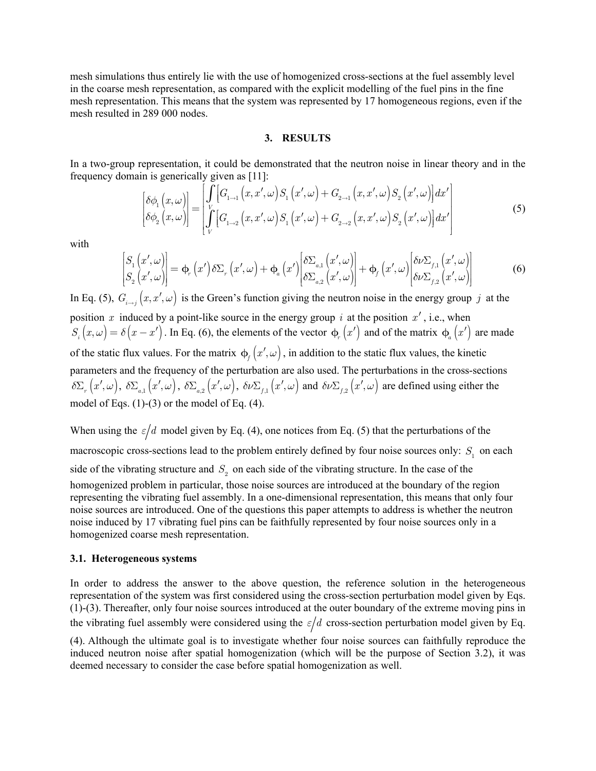mesh simulations thus entirely lie with the use of homogenized cross-sections at the fuel assembly level in the coarse mesh representation, as compared with the explicit modelling of the fuel pins in the fine mesh representation. This means that the system was represented by 17 homogeneous regions, even if the mesh resulted in 289 000 nodes.

## 3. RESULTS

In a two-group representation, it could be demonstrated that the neutron noise in linear theory and in the frequency domain is generically given as [11]:

$$\begin{bmatrix} \delta\phi_1(x,\omega) \\ \delta\phi_2(x,\omega) \end{bmatrix} = \begin{bmatrix} \int_V \left[ G_{1\to 1}(x,x',\omega) S_1(x',\omega) + G_{2\to 1}(x,x',\omega) S_2(x',\omega) \right] dx' \\ \int_V \left[ G_{1\to 2}(x,x',\omega) S_1(x',\omega) + G_{2\to 2}(x,x',\omega) S_2(x',\omega) \right] dx' \end{bmatrix} \tag{5}$$

with

$$\begin{bmatrix} S_1(x',\omega) \\ S_2(x',\omega) \end{bmatrix} = \phi_r(x') \delta\Sigma_r(x',\omega) + \phi_a(x') \begin{bmatrix} \delta\Sigma_{a,1}(x',\omega) \\ \delta\Sigma_{a,2}(x',\omega) \end{bmatrix} + \phi_f(x',\omega) \begin{bmatrix} \delta\nu\Sigma_{f,1}(x',\omega) \\ \delta\nu\Sigma_{f,2}(x',\omega) \end{bmatrix} \tag{6}$$

In Eq. (5), $G_{i\to j}(x,x',\omega)$ is the Green's function giving the neutron noise in the energy group $j$ at the position $x$ induced by a point-like source in the energy group $i$ at the position $x'$, i.e., when $S_i(x,\omega) = \delta(x-x')$. In Eq. (6), the elements of the vector $\phi_r(x')$ and of the matrix $\phi_a(x')$ are made of the static flux values. For the matrix $\phi_f(x',\omega)$, in addition to the static flux values, the kinetic parameters and the frequency of the perturbation are also used. The perturbations in the cross-sections $\delta\Sigma_r(x',\omega)$, $\delta\Sigma_{a,1}(x',\omega)$, $\delta\Sigma_{a,2}(x',\omega)$, $\delta\nu\Sigma_{f,1}(x',\omega)$ and $\delta\nu\Sigma_{f,2}(x',\omega)$ are defined using either the model of Eqs. (1)-(3) or the model of Eq. (4).

When using the $\varepsilon/d$ model given by Eq. (4), one notices from Eq. (5) that the perturbations of the macroscopic cross-sections lead to the problem entirely defined by four noise sources only: $S_1$ on each side of the vibrating structure and $S_2$ on each side of the vibrating structure. In the case of the homogenized problem in particular, those noise sources are introduced at the boundary of the region representing the vibrating fuel assembly. In a one-dimensional representation, this means that only four noise sources are introduced. One of the questions this paper attempts to address is whether the neutron noise induced by 17 vibrating fuel pins can be faithfully represented by four noise sources only in a homogenized coarse mesh representation.

### 3.1. Heterogeneous systems

In order to address the answer to the above question, the reference solution in the heterogeneous representation of the system was first considered using the cross-section perturbation model given by Eqs. (1)-(3). Thereafter, only four noise sources introduced at the outer boundary of the extreme moving pins in the vibrating fuel assembly were considered using the $\varepsilon/d$ cross-section perturbation model given by Eq. (4). Although the ultimate goal is to investigate whether four noise sources can faithfully reproduce the induced neutron noise after spatial homogenization (which will be the purpose of Section 3.2), it was deemed necessary to consider the case before spatial homogenization as well.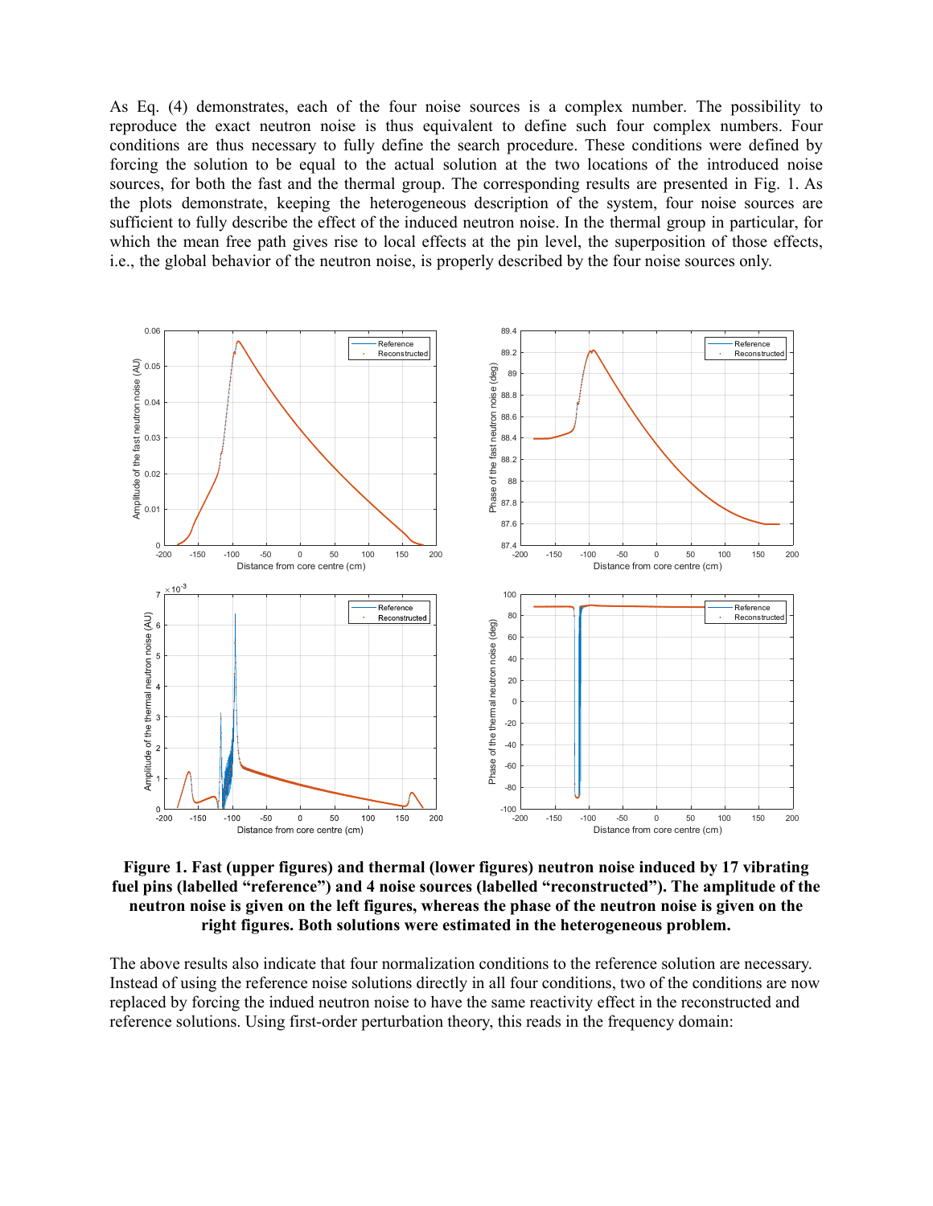As Eq. (4) demonstrates, each of the four noise sources is a complex number. The possibility to reproduce the exact neutron noise is thus equivalent to define such four complex numbers. Four conditions are thus necessary to fully define the search procedure. These conditions were defined by forcing the solution to be equal to the actual solution at the two locations of the introduced noise sources, for both the fast and the thermal group. The corresponding results are presented in Fig. 1. As the plots demonstrate, keeping the heterogeneous description of the system, four noise sources are sufficient to fully describe the effect of the induced neutron noise. In the thermal group in particular, for which the mean free path gives rise to local effects at the pin level, the superposition of those effects, i.e., the global behavior of the neutron noise, is properly described by the four noise sources only.

**Figure 1. Fast (upper figures) and thermal (lower figures) neutron noise induced by 17 vibrating fuel pins (labelled "reference") and 4 noise sources (labelled "reconstructed"). The amplitude of the neutron noise is given on the left figures, whereas the phase of the neutron noise is given on the right figures. Both solutions were estimated in the heterogeneous problem.**

The above results also indicate that four normalization conditions to the reference solution are necessary. Instead of using the reference noise solutions directly in all four conditions, two of the conditions are now replaced by forcing the indued neutron noise to have the same reactivity effect in the reconstructed and reference solutions. Using first-order perturbation theory, this reads in the frequency domain: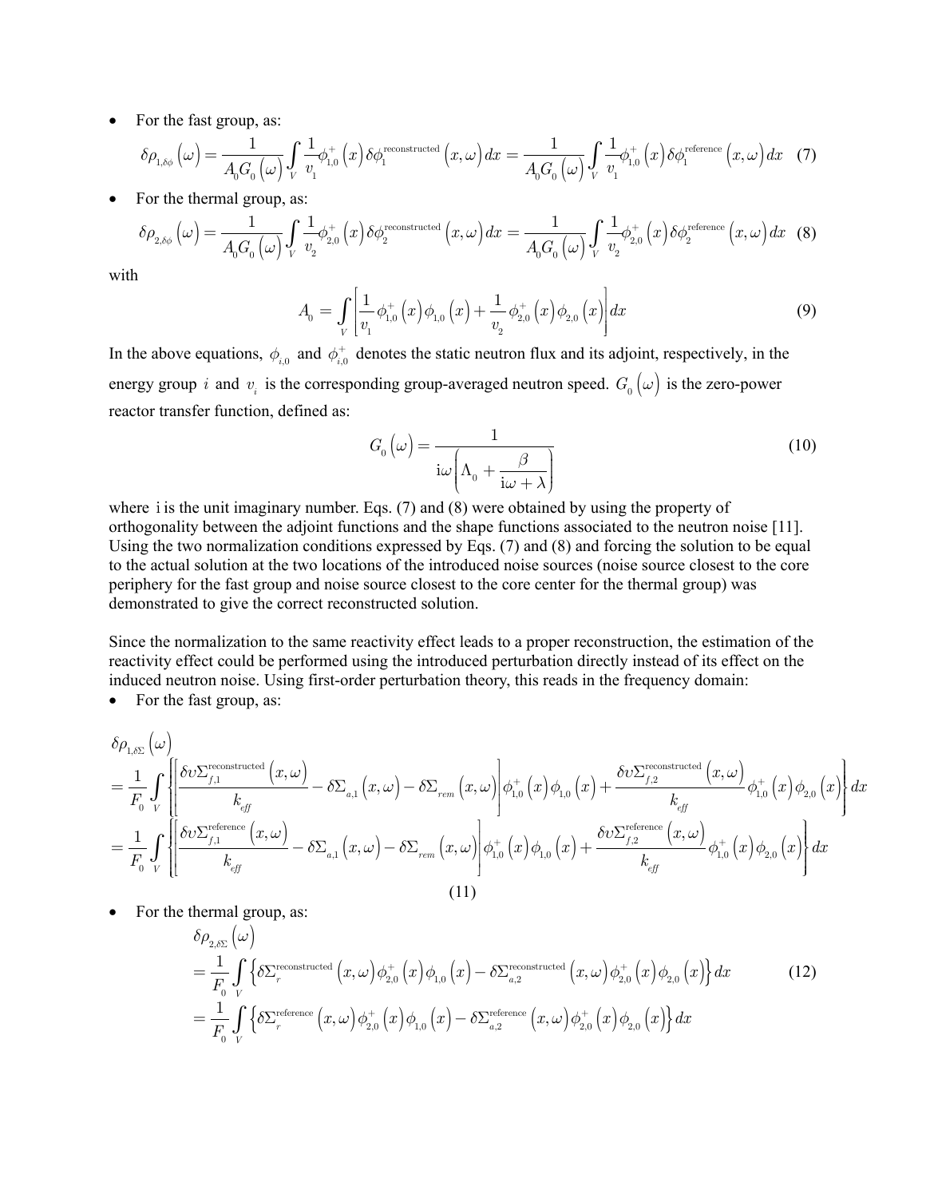- For the fast group, as:

$$\delta\rho_{1,\delta\phi}\left(\omega\right)=\frac{1}{A_0 G_0\left(\omega\right)}\int_V \frac{1}{v_1}\phi_{1,0}^{+}\left(x\right)\delta\phi_1^{\text{reconstructed}}\left(x,\omega\right)dx=\frac{1}{A_0 G_0\left(\omega\right)}\int_V \frac{1}{v_1}\phi_{1,0}^{+}\left(x\right)\delta\phi_1^{\text{reference}}\left(x,\omega\right)dx \quad (7)$$

- For the thermal group, as:

$$\delta\rho_{2,\delta\phi}\left(\omega\right)=\frac{1}{A_0 G_0\left(\omega\right)}\int_V \frac{1}{v_2}\phi_{2,0}^{+}\left(x\right)\delta\phi_2^{\text{reconstructed}}\left(x,\omega\right)dx=\frac{1}{A_0 G_0\left(\omega\right)}\int_V \frac{1}{v_2}\phi_{2,0}^{+}\left(x\right)\delta\phi_2^{\text{reference}}\left(x,\omega\right)dx \quad (8)$$

with

$$A_0=\int_V\left[\frac{1}{v_1}\phi_{1,0}^{+}\left(x\right)\phi_{1,0}\left(x\right)+\frac{1}{v_2}\phi_{2,0}^{+}\left(x\right)\phi_{2,0}\left(x\right)\right]dx \quad (9)$$

In the above equations, $\phi_{i,0}$ and $\phi_{i,0}^{+}$ denotes the static neutron flux and its adjoint, respectively, in the energy group $i$ and $v_i$ is the corresponding group-averaged neutron speed. $G_0\left(\omega\right)$ is the zero-power reactor transfer function, defined as:

$$G_0\left(\omega\right)=\frac{1}{\mathrm{i}\omega\left(\Lambda_0+\frac{\beta}{\mathrm{i}\omega+\lambda}\right)} \quad (10)$$

where $\mathrm{i}$ is the unit imaginary number. Eqs. (7) and (8) were obtained by using the property of orthogonality between the adjoint functions and the shape functions associated to the neutron noise [11]. Using the two normalization conditions expressed by Eqs. (7) and (8) and forcing the solution to be equal to the actual solution at the two locations of the introduced noise sources (noise source closest to the core periphery for the fast group and noise source closest to the core center for the thermal group) was demonstrated to give the correct reconstructed solution.

Since the normalization to the same reactivity effect leads to a proper reconstruction, the estimation of the reactivity effect could be performed using the introduced perturbation directly instead of its effect on the induced neutron noise. Using first-order perturbation theory, this reads in the frequency domain:

- For the fast group, as:

$$\begin{aligned}
&\delta\rho_{1,\delta\Sigma}\left(\omega\right)\\
&=\frac{1}{F_0}\int_V\left\{\left[\frac{\delta\upsilon\Sigma_{f,1}^{\text{reconstructed}}\left(x,\omega\right)}{k_{eff}}-\delta\Sigma_{a,1}\left(x,\omega\right)-\delta\Sigma_{rem}\left(x,\omega\right)\right]\phi_{1,0}^{+}\left(x\right)\phi_{1,0}\left(x\right)+\frac{\delta\upsilon\Sigma_{f,2}^{\text{reconstructed}}\left(x,\omega\right)}{k_{eff}}\phi_{1,0}^{+}\left(x\right)\phi_{2,0}\left(x\right)\right\}dx\\
&=\frac{1}{F_0}\int_V\left\{\left[\frac{\delta\upsilon\Sigma_{f,1}^{\text{reference}}\left(x,\omega\right)}{k_{eff}}-\delta\Sigma_{a,1}\left(x,\omega\right)-\delta\Sigma_{rem}\left(x,\omega\right)\right]\phi_{1,0}^{+}\left(x\right)\phi_{1,0}\left(x\right)+\frac{\delta\upsilon\Sigma_{f,2}^{\text{reference}}\left(x,\omega\right)}{k_{eff}}\phi_{1,0}^{+}\left(x\right)\phi_{2,0}\left(x\right)\right\}dx
\end{aligned} \quad (11)$$

- For the thermal group, as:

$$\begin{aligned}
&\delta\rho_{2,\delta\Sigma}\left(\omega\right)\\
&=\frac{1}{F_0}\int_V\left\{\delta\Sigma_r^{\text{reconstructed}}\left(x,\omega\right)\phi_{2,0}^{+}\left(x\right)\phi_{1,0}\left(x\right)-\delta\Sigma_{a,2}^{\text{reconstructed}}\left(x,\omega\right)\phi_{2,0}^{+}\left(x\right)\phi_{2,0}\left(x\right)\right\}dx\\
&=\frac{1}{F_0}\int_V\left\{\delta\Sigma_r^{\text{reference}}\left(x,\omega\right)\phi_{2,0}^{+}\left(x\right)\phi_{1,0}\left(x\right)-\delta\Sigma_{a,2}^{\text{reference}}\left(x,\omega\right)\phi_{2,0}^{+}\left(x\right)\phi_{2,0}\left(x\right)\right\}dx
\end{aligned} \quad (12)$$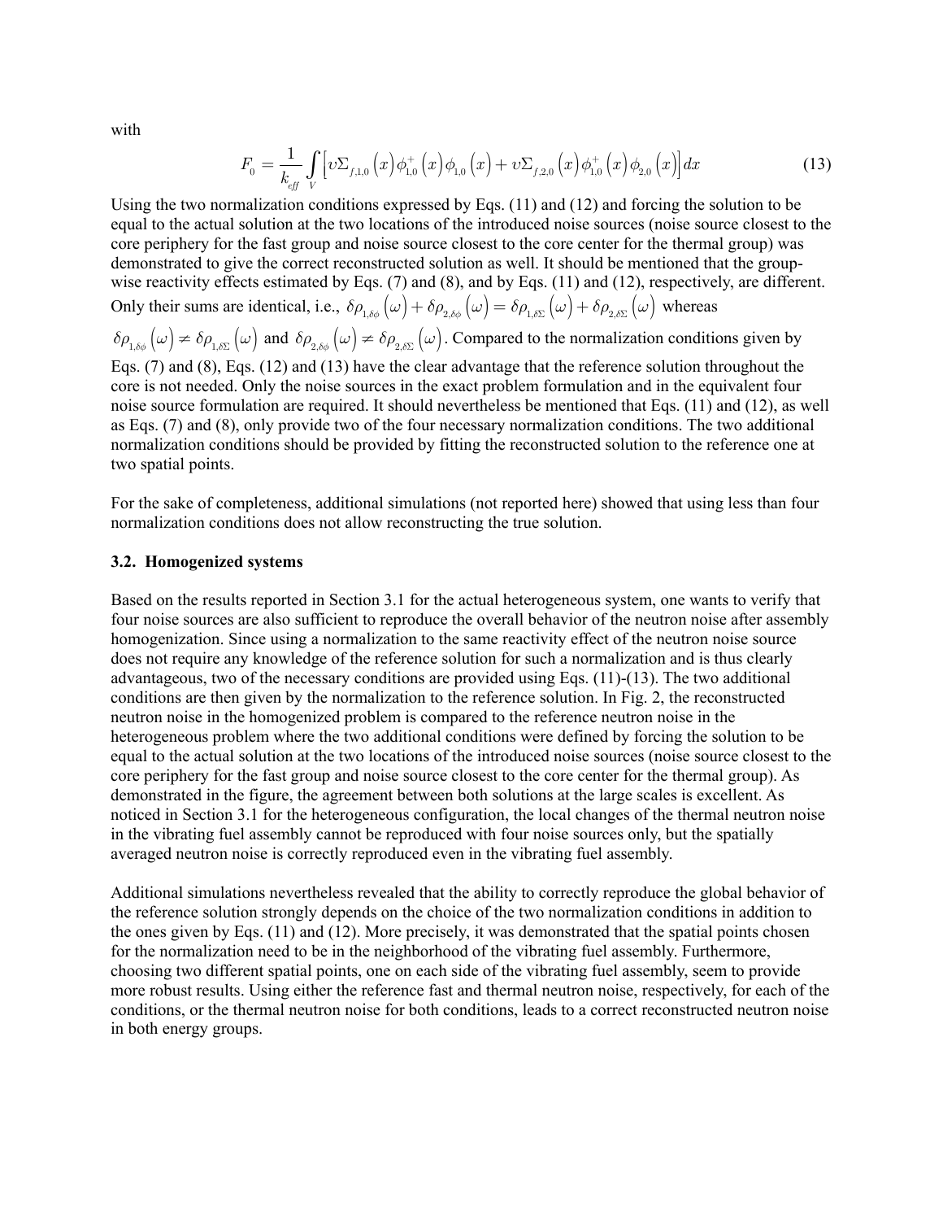with

$$F_0 = \frac{1}{k_{eff}} \int_V \left[ \upsilon \Sigma_{f,1,0}\left(x\right) \phi_{1,0}^{+}\left(x\right) \phi_{1,0}\left(x\right) + \upsilon \Sigma_{f,2,0}\left(x\right) \phi_{1,0}^{+}\left(x\right) \phi_{2,0}\left(x\right) \right] dx \tag{13}$$

Using the two normalization conditions expressed by Eqs. (11) and (12) and forcing the solution to be equal to the actual solution at the two locations of the introduced noise sources (noise source closest to the core periphery for the fast group and noise source closest to the core center for the thermal group) was demonstrated to give the correct reconstructed solution as well. It should be mentioned that the group-wise reactivity effects estimated by Eqs. (7) and (8), and by Eqs. (11) and (12), respectively, are different. Only their sums are identical, i.e., $\delta\rho_{1,\delta\phi}\left(\omega\right) + \delta\rho_{2,\delta\phi}\left(\omega\right) = \delta\rho_{1,\delta\Sigma}\left(\omega\right) + \delta\rho_{2,\delta\Sigma}\left(\omega\right)$ whereas $\delta\rho_{1,\delta\phi}\left(\omega\right) \neq \delta\rho_{1,\delta\Sigma}\left(\omega\right)$ and $\delta\rho_{2,\delta\phi}\left(\omega\right) \neq \delta\rho_{2,\delta\Sigma}\left(\omega\right)$. Compared to the normalization conditions given by Eqs. (7) and (8), Eqs. (12) and (13) have the clear advantage that the reference solution throughout the core is not needed. Only the noise sources in the exact problem formulation and in the equivalent four noise source formulation are required. It should nevertheless be mentioned that Eqs. (11) and (12), as well as Eqs. (7) and (8), only provide two of the four necessary normalization conditions. The two additional normalization conditions should be provided by fitting the reconstructed solution to the reference one at two spatial points.

For the sake of completeness, additional simulations (not reported here) showed that using less than four normalization conditions does not allow reconstructing the true solution.

### 3.2. Homogenized systems

Based on the results reported in Section 3.1 for the actual heterogeneous system, one wants to verify that four noise sources are also sufficient to reproduce the overall behavior of the neutron noise after assembly homogenization. Since using a normalization to the same reactivity effect of the neutron noise source does not require any knowledge of the reference solution for such a normalization and is thus clearly advantageous, two of the necessary conditions are provided using Eqs. (11)-(13). The two additional conditions are then given by the normalization to the reference solution. In Fig. 2, the reconstructed neutron noise in the homogenized problem is compared to the reference neutron noise in the heterogeneous problem where the two additional conditions were defined by forcing the solution to be equal to the actual solution at the two locations of the introduced noise sources (noise source closest to the core periphery for the fast group and noise source closest to the core center for the thermal group). As demonstrated in the figure, the agreement between both solutions at the large scales is excellent. As noticed in Section 3.1 for the heterogeneous configuration, the local changes of the thermal neutron noise in the vibrating fuel assembly cannot be reproduced with four noise sources only, but the spatially averaged neutron noise is correctly reproduced even in the vibrating fuel assembly.

Additional simulations nevertheless revealed that the ability to correctly reproduce the global behavior of the reference solution strongly depends on the choice of the two normalization conditions in addition to the ones given by Eqs. (11) and (12). More precisely, it was demonstrated that the spatial points chosen for the normalization need to be in the neighborhood of the vibrating fuel assembly. Furthermore, choosing two different spatial points, one on each side of the vibrating fuel assembly, seem to provide more robust results. Using either the reference fast and thermal neutron noise, respectively, for each of the conditions, or the thermal neutron noise for both conditions, leads to a correct reconstructed neutron noise in both energy groups.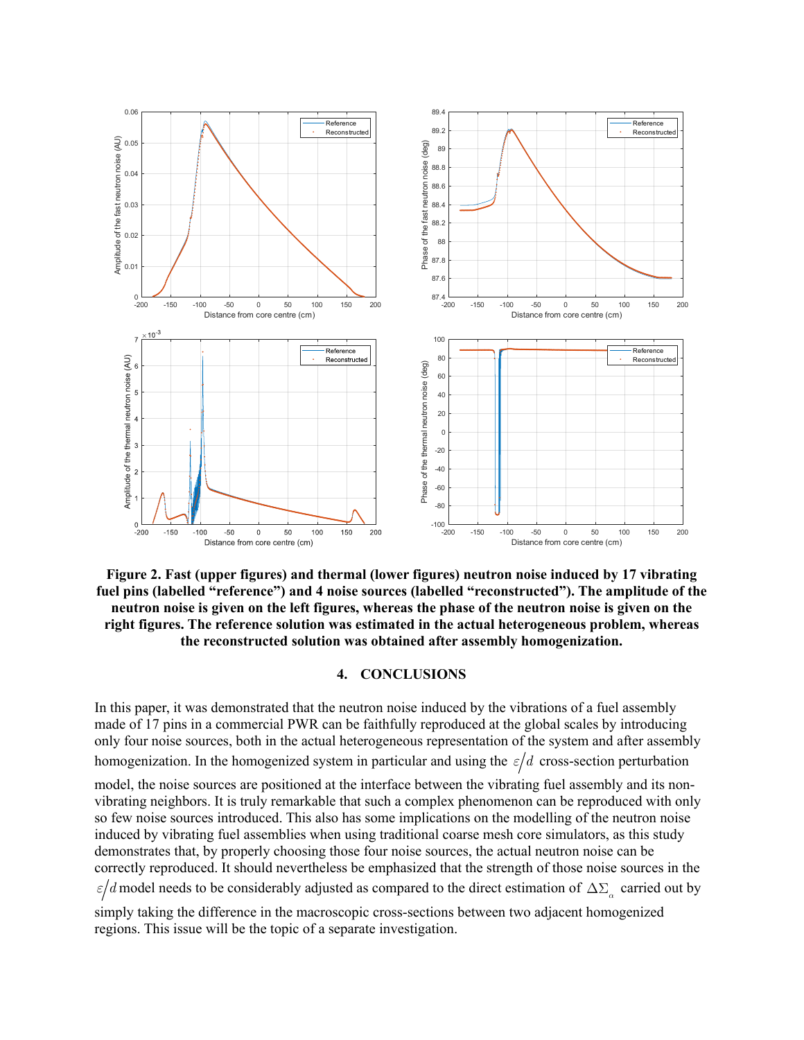**Figure 2. Fast (upper figures) and thermal (lower figures) neutron noise induced by 17 vibrating fuel pins (labelled "reference") and 4 noise sources (labelled "reconstructed"). The amplitude of the neutron noise is given on the left figures, whereas the phase of the neutron noise is given on the right figures. The reference solution was estimated in the actual heterogeneous problem, whereas the reconstructed solution was obtained after assembly homogenization.**

## 4. CONCLUSIONS

In this paper, it was demonstrated that the neutron noise induced by the vibrations of a fuel assembly made of 17 pins in a commercial PWR can be faithfully reproduced at the global scales by introducing only four noise sources, both in the actual heterogeneous representation of the system and after assembly homogenization. In the homogenized system in particular and using the $\varepsilon/d$ cross-section perturbation model, the noise sources are positioned at the interface between the vibrating fuel assembly and its non-vibrating neighbors. It is truly remarkable that such a complex phenomenon can be reproduced with only so few noise sources introduced. This also has some implications on the modelling of the neutron noise induced by vibrating fuel assemblies when using traditional coarse mesh core simulators, as this study demonstrates that, by properly choosing those four noise sources, the actual neutron noise can be correctly reproduced. It should nevertheless be emphasized that the strength of those noise sources in the $\varepsilon/d$ model needs to be considerably adjusted as compared to the direct estimation of $\Delta\Sigma_\alpha$ carried out by simply taking the difference in the macroscopic cross-sections between two adjacent homogenized regions. This issue will be the topic of a separate investigation.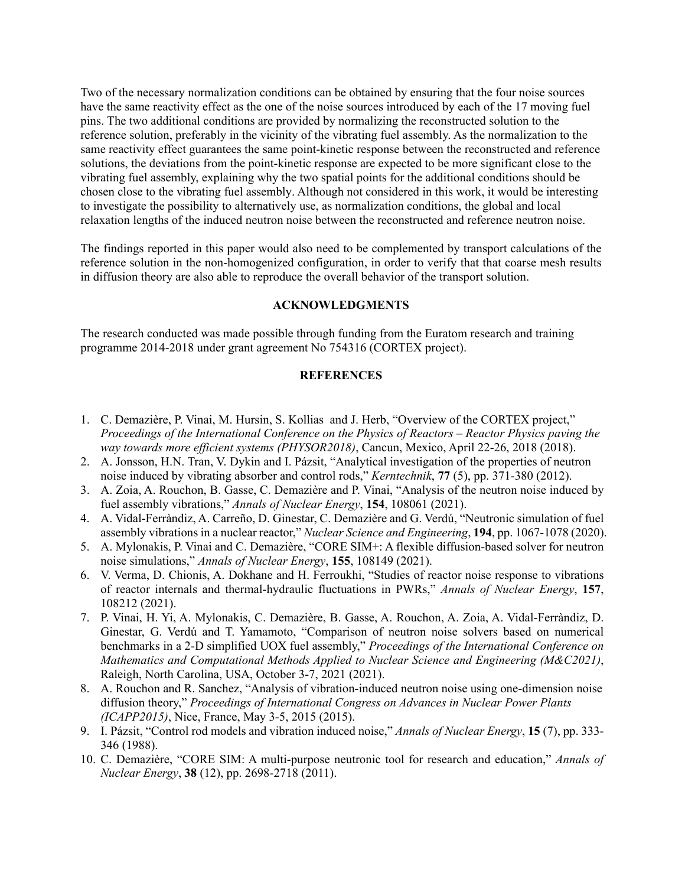Two of the necessary normalization conditions can be obtained by ensuring that the four noise sources have the same reactivity effect as the one of the noise sources introduced by each of the 17 moving fuel pins. The two additional conditions are provided by normalizing the reconstructed solution to the reference solution, preferably in the vicinity of the vibrating fuel assembly. As the normalization to the same reactivity effect guarantees the same point-kinetic response between the reconstructed and reference solutions, the deviations from the point-kinetic response are expected to be more significant close to the vibrating fuel assembly, explaining why the two spatial points for the additional conditions should be chosen close to the vibrating fuel assembly. Although not considered in this work, it would be interesting to investigate the possibility to alternatively use, as normalization conditions, the global and local relaxation lengths of the induced neutron noise between the reconstructed and reference neutron noise.

The findings reported in this paper would also need to be complemented by transport calculations of the reference solution in the non-homogenized configuration, in order to verify that that coarse mesh results in diffusion theory are also able to reproduce the overall behavior of the transport solution.

## ACKNOWLEDGMENTS

The research conducted was made possible through funding from the Euratom research and training programme 2014-2018 under grant agreement No 754316 (CORTEX project).

## REFERENCES

1. C. Demazière, P. Vinai, M. Hursin, S. Kollias and J. Herb, "Overview of the CORTEX project," *Proceedings of the International Conference on the Physics of Reactors – Reactor Physics paving the way towards more efficient systems (PHYSOR2018)*, Cancun, Mexico, April 22-26, 2018 (2018).
2. A. Jonsson, H.N. Tran, V. Dykin and I. Pázsit, "Analytical investigation of the properties of neutron noise induced by vibrating absorber and control rods," *Kerntechnik*, **77** (5), pp. 371-380 (2012).
3. A. Zoia, A. Rouchon, B. Gasse, C. Demazière and P. Vinai, "Analysis of the neutron noise induced by fuel assembly vibrations," *Annals of Nuclear Energy*, **154**, 108061 (2021).
4. A. Vidal-Ferràndiz, A. Carreño, D. Ginestar, C. Demazière and G. Verdú, "Neutronic simulation of fuel assembly vibrations in a nuclear reactor," *Nuclear Science and Engineering*, **194**, pp. 1067-1078 (2020).
5. A. Mylonakis, P. Vinai and C. Demazière, "CORE SIM+: A flexible diffusion-based solver for neutron noise simulations," *Annals of Nuclear Energy*, **155**, 108149 (2021).
6. V. Verma, D. Chionis, A. Dokhane and H. Ferroukhi, "Studies of reactor noise response to vibrations of reactor internals and thermal-hydraulic fluctuations in PWRs," *Annals of Nuclear Energy*, **157**, 108212 (2021).
7. P. Vinai, H. Yi, A. Mylonakis, C. Demazière, B. Gasse, A. Rouchon, A. Zoia, A. Vidal-Ferràndiz, D. Ginestar, G. Verdú and T. Yamamoto, "Comparison of neutron noise solvers based on numerical benchmarks in a 2-D simplified UOX fuel assembly," *Proceedings of the International Conference on Mathematics and Computational Methods Applied to Nuclear Science and Engineering (M&C2021)*, Raleigh, North Carolina, USA, October 3-7, 2021 (2021).
8. A. Rouchon and R. Sanchez, "Analysis of vibration-induced neutron noise using one-dimension noise diffusion theory," *Proceedings of International Congress on Advances in Nuclear Power Plants (ICAPP2015)*, Nice, France, May 3-5, 2015 (2015).
9. I. Pázsit, "Control rod models and vibration induced noise," *Annals of Nuclear Energy*, **15** (7), pp. 333-346 (1988).
10. C. Demazière, "CORE SIM: A multi-purpose neutronic tool for research and education," *Annals of Nuclear Energy*, **38** (12), pp. 2698-2718 (2011).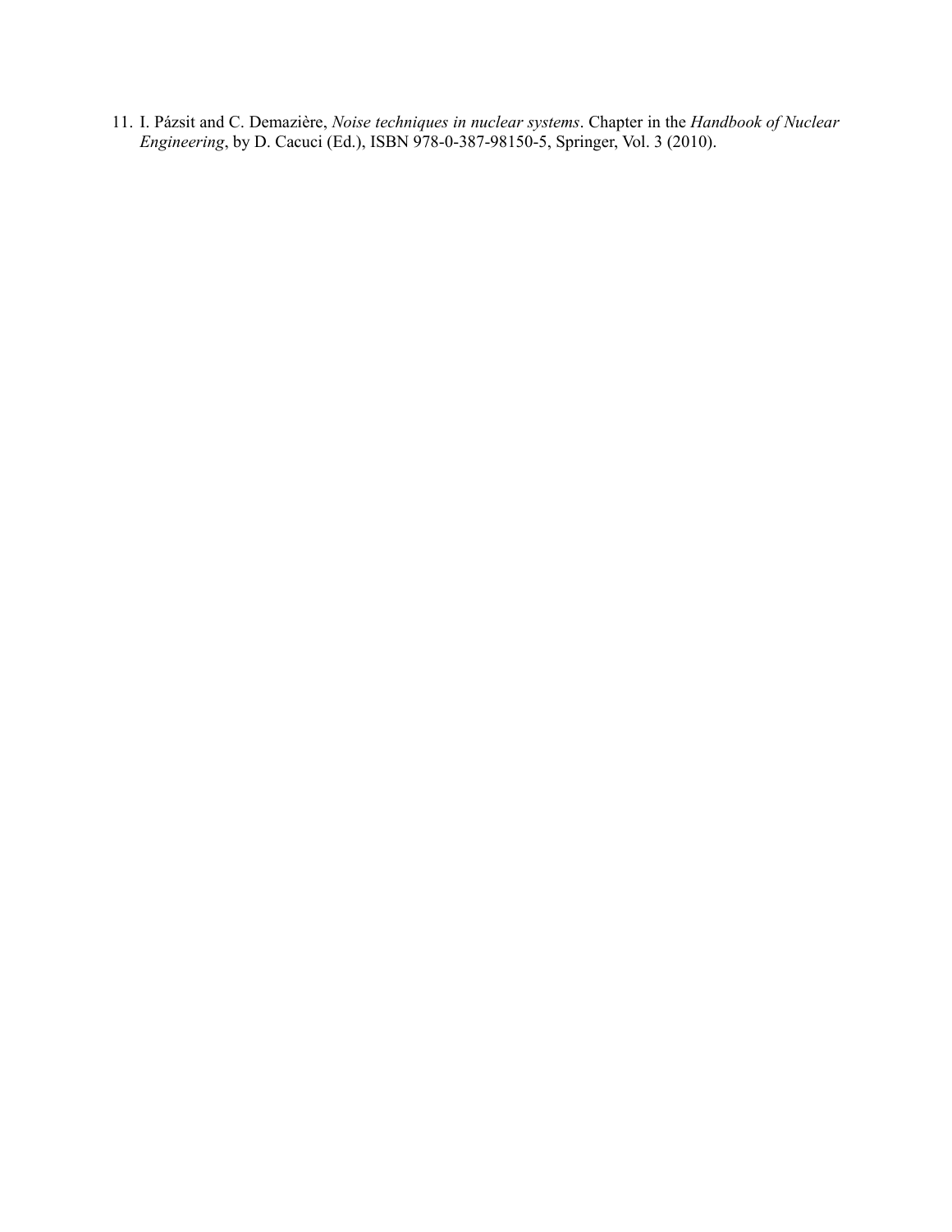11. I. Pázsit and C. Demazière, *Noise techniques in nuclear systems*. Chapter in the *Handbook of Nuclear Engineering*, by D. Cacuci (Ed.), ISBN 978-0-387-98150-5, Springer, Vol. 3 (2010).